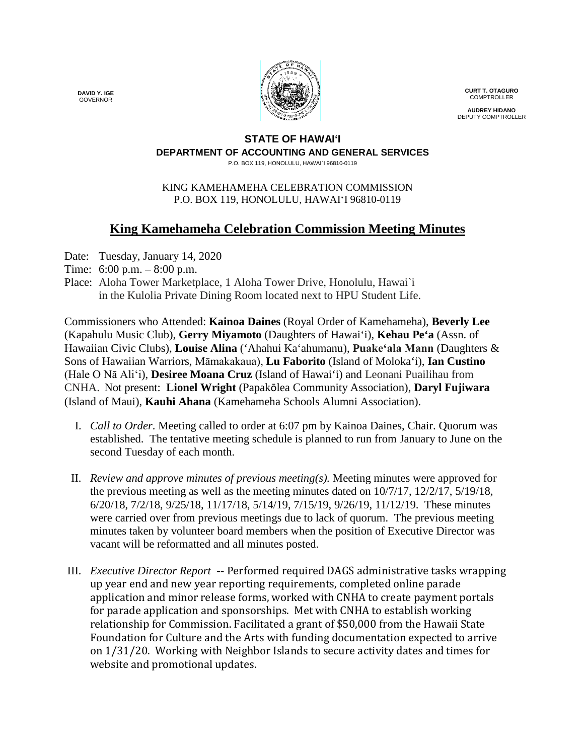**DAVID Y. IGE**
GOVERNOR

**CURT T. OTAGURO**
COMPTROLLER

**AUDREY HIDANO**
DEPUTY COMPTROLLER

**STATE OF HAWAI'I**
**DEPARTMENT OF ACCOUNTING AND GENERAL SERVICES**
P.O. BOX 119, HONOLULU, HAWAI`I 96810-0119

KING KAMEHAMEHA CELEBRATION COMMISSION
P.O. BOX 119, HONOLULU, HAWAI'I 96810-0119

# King Kamehameha Celebration Commission Meeting Minutes

Date: Tuesday, January 14, 2020
Time: 6:00 p.m. – 8:00 p.m.
Place: Aloha Tower Marketplace, 1 Aloha Tower Drive, Honolulu, Hawai`i in the Kulolia Private Dining Room located next to HPU Student Life.

Commissioners who Attended: **Kainoa Daines** (Royal Order of Kamehameha), **Beverly Lee** (Kapahulu Music Club), **Gerry Miyamoto** (Daughters of Hawai'i), **Kehau Pe'a** (Assn. of Hawaiian Civic Clubs), **Louise Alina** ('Ahahui Ka'ahumanu), **Puake'ala Mann** (Daughters & Sons of Hawaiian Warriors, Māmakakaua), **Lu Faborito** (Island of Moloka'i), **Ian Custino** (Hale O Nā Ali'i), **Desiree Moana Cruz** (Island of Hawai'i) and Leonani Puailihau from CNHA. Not present: **Lionel Wright** (Papakōlea Community Association), **Daryl Fujiwara** (Island of Maui), **Kauhi Ahana** (Kamehameha Schools Alumni Association).

I. *Call to Order*. Meeting called to order at 6:07 pm by Kainoa Daines, Chair. Quorum was established. The tentative meeting schedule is planned to run from January to June on the second Tuesday of each month.

II. *Review and approve minutes of previous meeting(s).* Meeting minutes were approved for the previous meeting as well as the meeting minutes dated on 10/7/17, 12/2/17, 5/19/18, 6/20/18, 7/2/18, 9/25/18, 11/17/18, 5/14/19, 7/15/19, 9/26/19, 11/12/19. These minutes were carried over from previous meetings due to lack of quorum. The previous meeting minutes taken by volunteer board members when the position of Executive Director was vacant will be reformatted and all minutes posted.

III. *Executive Director Report* -- Performed required DAGS administrative tasks wrapping up year end and new year reporting requirements, completed online parade application and minor release forms, worked with CNHA to create payment portals for parade application and sponsorships. Met with CNHA to establish working relationship for Commission. Facilitated a grant of $50,000 from the Hawaii State Foundation for Culture and the Arts with funding documentation expected to arrive on 1/31/20. Working with Neighbor Islands to secure activity dates and times for website and promotional updates.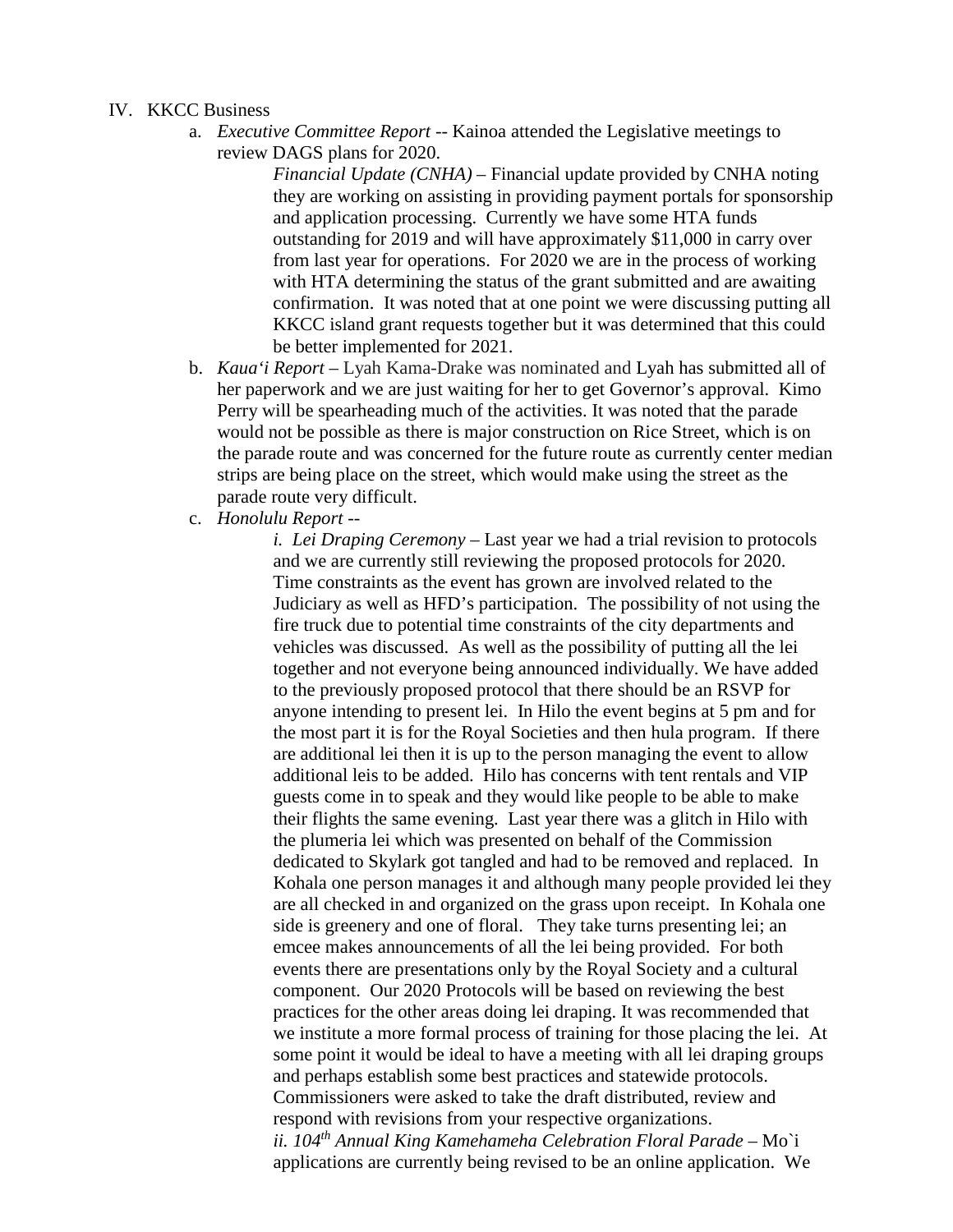IV. KKCC Business

a. *Executive Committee Report* -- Kainoa attended the Legislative meetings to review DAGS plans for 2020.

   *Financial Update (CNHA)* – Financial update provided by CNHA noting they are working on assisting in providing payment portals for sponsorship and application processing. Currently we have some HTA funds outstanding for 2019 and will have approximately $11,000 in carry over from last year for operations. For 2020 we are in the process of working with HTA determining the status of the grant submitted and are awaiting confirmation. It was noted that at one point we were discussing putting all KKCC island grant requests together but it was determined that this could be better implemented for 2021.

b. *Kaua'i Report* – Lyah Kama-Drake was nominated and Lyah has submitted all of her paperwork and we are just waiting for her to get Governor's approval. Kimo Perry will be spearheading much of the activities. It was noted that the parade would not be possible as there is major construction on Rice Street, which is on the parade route and was concerned for the future route as currently center median strips are being place on the street, which would make using the street as the parade route very difficult.

c. *Honolulu Report* --

   *i. Lei Draping Ceremony* – Last year we had a trial revision to protocols and we are currently still reviewing the proposed protocols for 2020. Time constraints as the event has grown are involved related to the Judiciary as well as HFD's participation. The possibility of not using the fire truck due to potential time constraints of the city departments and vehicles was discussed. As well as the possibility of putting all the lei together and not everyone being announced individually. We have added to the previously proposed protocol that there should be an RSVP for anyone intending to present lei. In Hilo the event begins at 5 pm and for the most part it is for the Royal Societies and then hula program. If there are additional lei then it is up to the person managing the event to allow additional leis to be added. Hilo has concerns with tent rentals and VIP guests come in to speak and they would like people to be able to make their flights the same evening. Last year there was a glitch in Hilo with the plumeria lei which was presented on behalf of the Commission dedicated to Skylark got tangled and had to be removed and replaced. In Kohala one person manages it and although many people provided lei they are all checked in and organized on the grass upon receipt. In Kohala one side is greenery and one of floral. They take turns presenting lei; an emcee makes announcements of all the lei being provided. For both events there are presentations only by the Royal Society and a cultural component. Our 2020 Protocols will be based on reviewing the best practices for the other areas doing lei draping. It was recommended that we institute a more formal process of training for those placing the lei. At some point it would be ideal to have a meeting with all lei draping groups and perhaps establish some best practices and statewide protocols. Commissioners were asked to take the draft distributed, review and respond with revisions from your respective organizations.

   *ii. 104th Annual King Kamehameha Celebration Floral Parade* – Mo`i applications are currently being revised to be an online application. We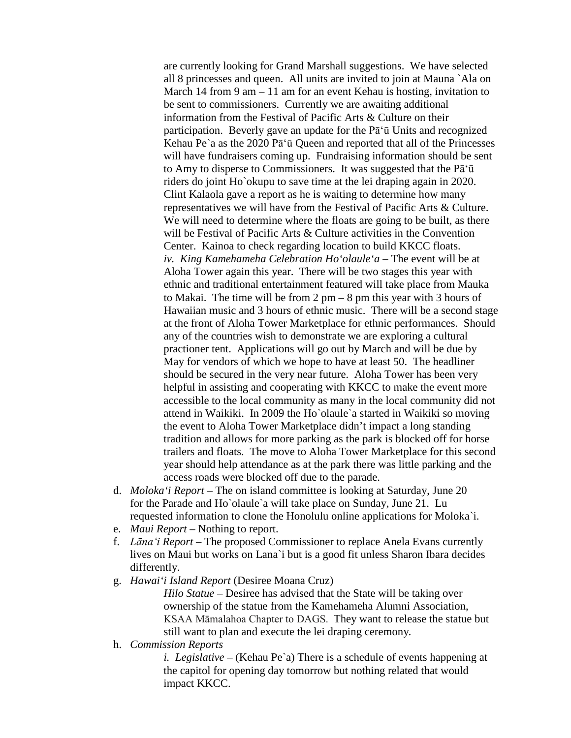are currently looking for Grand Marshall suggestions. We have selected all 8 princesses and queen. All units are invited to join at Mauna `Ala on March 14 from 9 am – 11 am for an event Kehau is hosting, invitation to be sent to commissioners. Currently we are awaiting additional information from the Festival of Pacific Arts & Culture on their participation. Beverly gave an update for the Pā‘ū Units and recognized Kehau Pe`a as the 2020 Pā‘ū Queen and reported that all of the Princesses will have fundraisers coming up. Fundraising information should be sent to Amy to disperse to Commissioners. It was suggested that the Pā‘ū riders do joint Ho`okupu to save time at the lei draping again in 2020. Clint Kalaola gave a report as he is waiting to determine how many representatives we will have from the Festival of Pacific Arts & Culture. We will need to determine where the floats are going to be built, as there will be Festival of Pacific Arts & Culture activities in the Convention Center. Kainoa to check regarding location to build KKCC floats.

*iv. King Kamehameha Celebration Ho‘olaule‘a* – The event will be at Aloha Tower again this year. There will be two stages this year with ethnic and traditional entertainment featured will take place from Mauka to Makai. The time will be from 2 pm – 8 pm this year with 3 hours of Hawaiian music and 3 hours of ethnic music. There will be a second stage at the front of Aloha Tower Marketplace for ethnic performances. Should any of the countries wish to demonstrate we are exploring a cultural practioner tent. Applications will go out by March and will be due by May for vendors of which we hope to have at least 50. The headliner should be secured in the very near future. Aloha Tower has been very helpful in assisting and cooperating with KKCC to make the event more accessible to the local community as many in the local community did not attend in Waikiki. In 2009 the Ho`olaule`a started in Waikiki so moving the event to Aloha Tower Marketplace didn't impact a long standing tradition and allows for more parking as the park is blocked off for horse trailers and floats. The move to Aloha Tower Marketplace for this second year should help attendance as at the park there was little parking and the access roads were blocked off due to the parade.

d. *Moloka‘i Report* – The on island committee is looking at Saturday, June 20 for the Parade and Ho`olaule`a will take place on Sunday, June 21. Lu requested information to clone the Honolulu online applications for Moloka`i.

e. *Maui Report* – Nothing to report.

f. *Lāna‘i Report* – The proposed Commissioner to replace Anela Evans currently lives on Maui but works on Lana`i but is a good fit unless Sharon Ibara decides differently.

g. *Hawai‘i Island Report* (Desiree Moana Cruz)

*Hilo Statue* – Desiree has advised that the State will be taking over ownership of the statue from the Kamehameha Alumni Association, KSAA Māmalahoa Chapter to DAGS. They want to release the statue but still want to plan and execute the lei draping ceremony.

h. *Commission Reports*

*i. Legislative* – (Kehau Pe`a) There is a schedule of events happening at the capitol for opening day tomorrow but nothing related that would impact KKCC.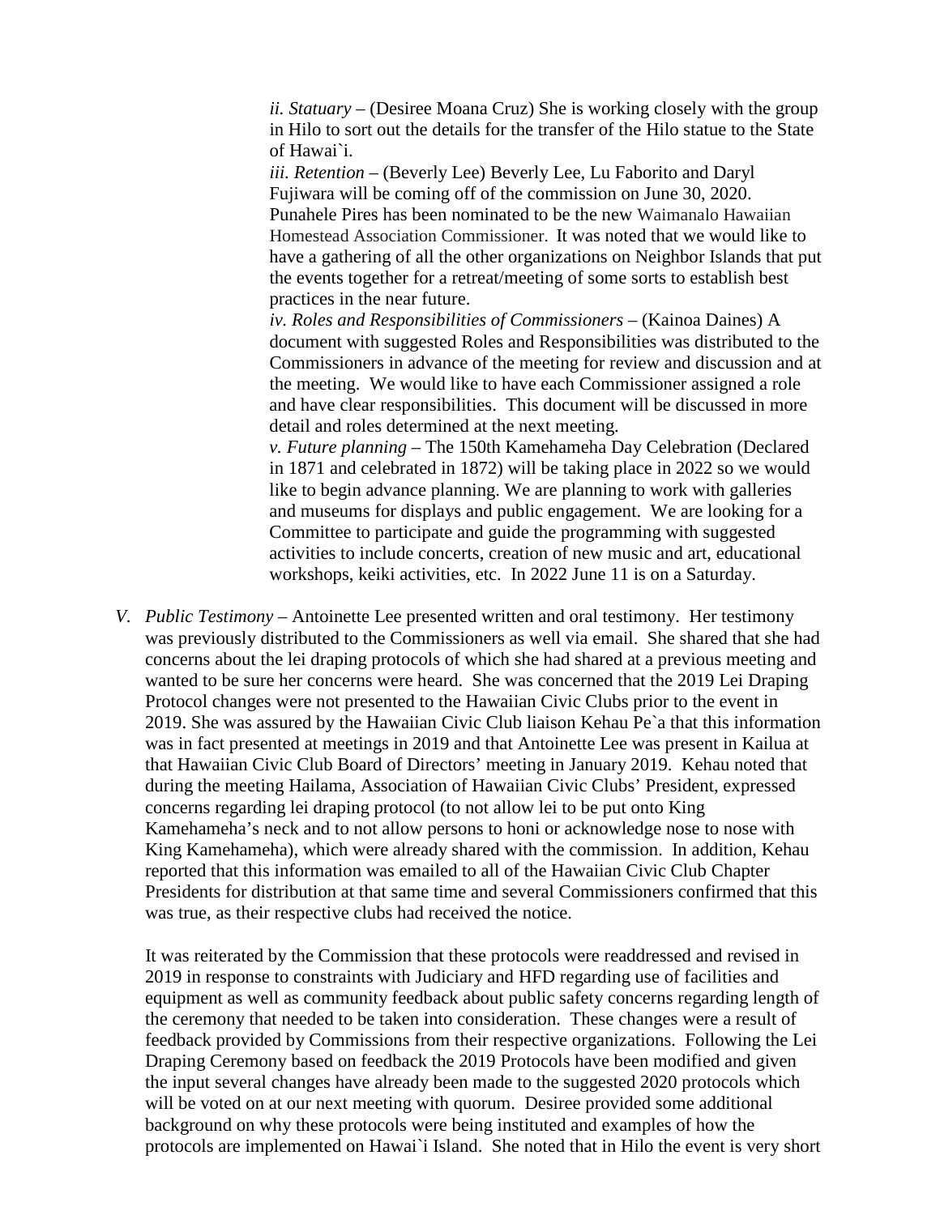*ii. Statuary* – (Desiree Moana Cruz) She is working closely with the group in Hilo to sort out the details for the transfer of the Hilo statue to the State of Hawai`i.

*iii. Retention* – (Beverly Lee) Beverly Lee, Lu Faborito and Daryl Fujiwara will be coming off of the commission on June 30, 2020. Punahele Pires has been nominated to be the new Waimanalo Hawaiian Homestead Association Commissioner. It was noted that we would like to have a gathering of all the other organizations on Neighbor Islands that put the events together for a retreat/meeting of some sorts to establish best practices in the near future.

*iv. Roles and Responsibilities of Commissioners* – (Kainoa Daines) A document with suggested Roles and Responsibilities was distributed to the Commissioners in advance of the meeting for review and discussion and at the meeting. We would like to have each Commissioner assigned a role and have clear responsibilities. This document will be discussed in more detail and roles determined at the next meeting.

*v. Future planning* – The 150th Kamehameha Day Celebration (Declared in 1871 and celebrated in 1872) will be taking place in 2022 so we would like to begin advance planning. We are planning to work with galleries and museums for displays and public engagement. We are looking for a Committee to participate and guide the programming with suggested activities to include concerts, creation of new music and art, educational workshops, keiki activities, etc. In 2022 June 11 is on a Saturday.

*V. Public Testimony* – Antoinette Lee presented written and oral testimony. Her testimony was previously distributed to the Commissioners as well via email. She shared that she had concerns about the lei draping protocols of which she had shared at a previous meeting and wanted to be sure her concerns were heard. She was concerned that the 2019 Lei Draping Protocol changes were not presented to the Hawaiian Civic Clubs prior to the event in 2019. She was assured by the Hawaiian Civic Club liaison Kehau Pe`a that this information was in fact presented at meetings in 2019 and that Antoinette Lee was present in Kailua at that Hawaiian Civic Club Board of Directors' meeting in January 2019. Kehau noted that during the meeting Hailama, Association of Hawaiian Civic Clubs' President, expressed concerns regarding lei draping protocol (to not allow lei to be put onto King Kamehameha's neck and to not allow persons to honi or acknowledge nose to nose with King Kamehameha), which were already shared with the commission. In addition, Kehau reported that this information was emailed to all of the Hawaiian Civic Club Chapter Presidents for distribution at that same time and several Commissioners confirmed that this was true, as their respective clubs had received the notice.

It was reiterated by the Commission that these protocols were readdressed and revised in 2019 in response to constraints with Judiciary and HFD regarding use of facilities and equipment as well as community feedback about public safety concerns regarding length of the ceremony that needed to be taken into consideration. These changes were a result of feedback provided by Commissions from their respective organizations. Following the Lei Draping Ceremony based on feedback the 2019 Protocols have been modified and given the input several changes have already been made to the suggested 2020 protocols which will be voted on at our next meeting with quorum. Desiree provided some additional background on why these protocols were being instituted and examples of how the protocols are implemented on Hawai`i Island. She noted that in Hilo the event is very short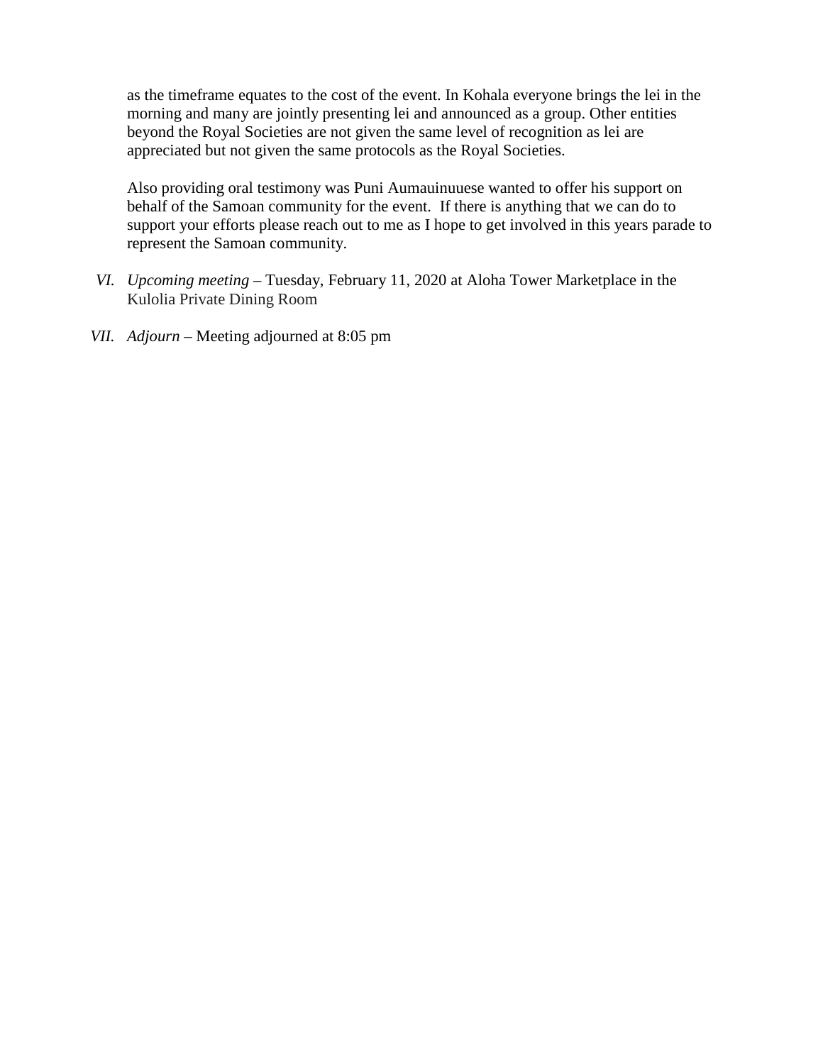as the timeframe equates to the cost of the event. In Kohala everyone brings the lei in the morning and many are jointly presenting lei and announced as a group. Other entities beyond the Royal Societies are not given the same level of recognition as lei are appreciated but not given the same protocols as the Royal Societies.

Also providing oral testimony was Puni Aumauinuuese wanted to offer his support on behalf of the Samoan community for the event. If there is anything that we can do to support your efforts please reach out to me as I hope to get involved in this years parade to represent the Samoan community.

VI. *Upcoming meeting* – Tuesday, February 11, 2020 at Aloha Tower Marketplace in the Kulolia Private Dining Room

VII. *Adjourn* – Meeting adjourned at 8:05 pm